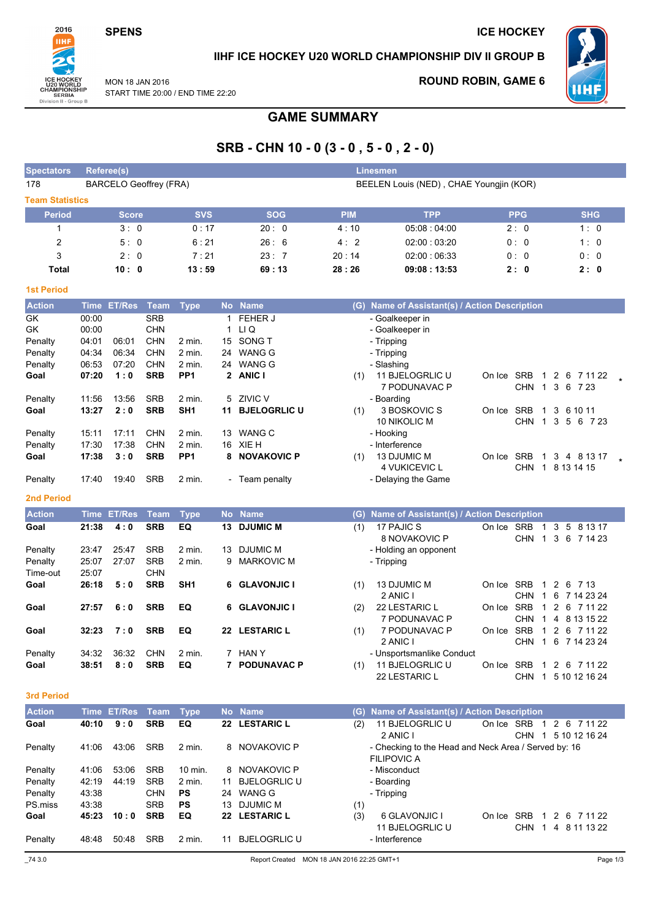SPENS

ICE HOCKEY

IIHF ICE HOCKEY U20 WORLD CHAMPIONSHIP DIV II GROUP B

MON 18 JAN 2016
START TIME 20:00 / END TIME 22:20

ROUND ROBIN, GAME 6

# GAME SUMMARY

## SRB - CHN 10 - 0 (3 - 0 , 5 - 0 , 2 - 0)

| Spectators | Referee(s) | Linesmen |
|---|---|---|
| 178 | BARCELO Geoffrey (FRA) | BEELEN Louis (NED) , CHAE Youngjin (KOR) |

### Team Statistics

| Period | Score | SVS | SOG | PIM | TPP | PPG | SHG |
|---|---|---|---|---|---|---|---|
| 1 | 3 : 0 | 0 : 17 | 20 : 0 | 4 : 10 | 05:08 : 04:00 | 2 : 0 | 1 : 0 |
| 2 | 5 : 0 | 6 : 21 | 26 : 6 | 4 : 2 | 02:00 : 03:20 | 0 : 0 | 1 : 0 |
| 3 | 2 : 0 | 7 : 21 | 23 : 7 | 20 : 14 | 02:00 : 06:33 | 0 : 0 | 0 : 0 |
| **Total** | **10 : 0** | **13 : 59** | **69 : 13** | **28 : 26** | **09:08 : 13:53** | **2 : 0** | **2 : 0** |

### 1st Period

| Action | Time | ET/Res | Team | Type | No | Name | (G) | Name of Assistant(s) / Action Description | On Ice | | |
|---|---|---|---|---|---|---|---|---|---|---|---|
| GK | 00:00 | | SRB | | 1 | FEHER J | | - Goalkeeper in | | | |
| GK | 00:00 | | CHN | | 1 | LI Q | | - Goalkeeper in | | | |
| Penalty | 04:01 | 06:01 | CHN | 2 min. | 15 | SONG T | | - Tripping | | | |
| Penalty | 04:34 | 06:34 | CHN | 2 min. | 24 | WANG G | | - Tripping | | | |
| Penalty | 06:53 | 07:20 | CHN | 2 min. | 24 | WANG G | | - Slashing | | | |
| **Goal** | **07:20** | **1 : 0** | **SRB** | **PP1** | **2** | **ANIC I** | (1) | 11 BJELOGRLIC U<br>7 PODUNAVAC P | On Ice | SRB<br>CHN | 1 2 6 7 11 22 *<br>1 3 6 7 23 |
| Penalty | 11:56 | 13:56 | SRB | 2 min. | 5 | ZIVIC V | | - Boarding | | | |
| **Goal** | **13:27** | **2 : 0** | **SRB** | **SH1** | **11** | **BJELOGRLIC U** | (1) | 3 BOSKOVIC S<br>10 NIKOLIC M | On Ice | SRB<br>CHN | 1 3 6 10 11<br>1 3 5 6 7 23 |
| Penalty | 15:11 | 17:11 | CHN | 2 min. | 13 | WANG C | | - Hooking | | | |
| Penalty | 17:30 | 17:38 | CHN | 2 min. | 16 | XIE H | | - Interference | | | |
| **Goal** | **17:38** | **3 : 0** | **SRB** | **PP1** | **8** | **NOVAKOVIC P** | (1) | 13 DJUMIC M<br>4 VUKICEVIC L | On Ice | SRB<br>CHN | 1 3 4 8 13 17 *<br>1 8 13 14 15 |
| Penalty | 17:40 | 19:40 | SRB | 2 min. | - | Team penalty | | - Delaying the Game | | | |

### 2nd Period

| Action | Time | ET/Res | Team | Type | No | Name | (G) | Name of Assistant(s) / Action Description | On Ice | | |
|---|---|---|---|---|---|---|---|---|---|---|---|
| **Goal** | **21:38** | **4 : 0** | **SRB** | **EQ** | **13** | **DJUMIC M** | (1) | 17 PAJIC S<br>8 NOVAKOVIC P | On Ice | SRB<br>CHN | 1 3 5 8 13 17<br>1 3 6 7 14 23 |
| Penalty | 23:47 | 25:47 | SRB | 2 min. | 13 | DJUMIC M | | - Holding an opponent | | | |
| Penalty | 25:07 | 27:07 | SRB | 2 min. | 9 | MARKOVIC M | | - Tripping | | | |
| Time-out | 25:07 | | CHN | | | | | | | | |
| **Goal** | **26:18** | **5 : 0** | **SRB** | **SH1** | **6** | **GLAVONJIC I** | (1) | 13 DJUMIC M<br>2 ANIC I | On Ice | SRB<br>CHN | 1 2 6 7 13<br>1 6 7 14 23 24 |
| **Goal** | **27:57** | **6 : 0** | **SRB** | **EQ** | **6** | **GLAVONJIC I** | (2) | 22 LESTARIC L<br>7 PODUNAVAC P | On Ice | SRB<br>CHN | 1 2 6 7 11 22<br>1 4 8 13 15 22 |
| **Goal** | **32:23** | **7 : 0** | **SRB** | **EQ** | **22** | **LESTARIC L** | (1) | 7 PODUNAVAC P<br>2 ANIC I | On Ice | SRB<br>CHN | 1 2 6 7 11 22<br>1 6 7 14 23 24 |
| Penalty | 34:32 | 36:32 | CHN | 2 min. | 7 | HAN Y | | - Unsportsmanlike Conduct | | | |
| **Goal** | **38:51** | **8 : 0** | **SRB** | **EQ** | **7** | **PODUNAVAC P** | (1) | 11 BJELOGRLIC U<br>22 LESTARIC L | On Ice | SRB<br>CHN | 1 2 6 7 11 22<br>1 5 10 12 16 24 |

### 3rd Period

| Action | Time | ET/Res | Team | Type | No | Name | (G) | Name of Assistant(s) / Action Description | On Ice | | |
|---|---|---|---|---|---|---|---|---|---|---|---|
| **Goal** | **40:10** | **9 : 0** | **SRB** | **EQ** | **22** | **LESTARIC L** | (2) | 11 BJELOGRLIC U<br>2 ANIC I | On Ice | SRB<br>CHN | 1 2 6 7 11 22<br>1 5 10 12 16 24 |
| Penalty | 41:06 | 43:06 | SRB | 2 min. | 8 | NOVAKOVIC P | | - Checking to the Head and Neck Area / Served by: 16 FILIPOVIC A | | | |
| Penalty | 41:06 | 53:06 | SRB | 10 min. | 8 | NOVAKOVIC P | | - Misconduct | | | |
| Penalty | 42:19 | 44:19 | SRB | 2 min. | 11 | BJELOGRLIC U | | - Boarding | | | |
| Penalty | 43:38 | | CHN | **PS** | 24 | WANG G | | - Tripping | | | |
| PS.miss | 43:38 | | SRB | **PS** | 13 | DJUMIC M | (1) | | | | |
| **Goal** | **45:23** | **10 : 0** | **SRB** | **EQ** | **22** | **LESTARIC L** | (3) | 6 GLAVONJIC I<br>11 BJELOGRLIC U | On Ice | SRB<br>CHN | 1 2 6 7 11 22<br>1 4 8 11 13 22 |
| Penalty | 48:48 | 50:48 | SRB | 2 min. | 11 | BJELOGRLIC U | | - Interference | | | |

_74 3.0 Report Created MON 18 JAN 2016 22:25 GMT+1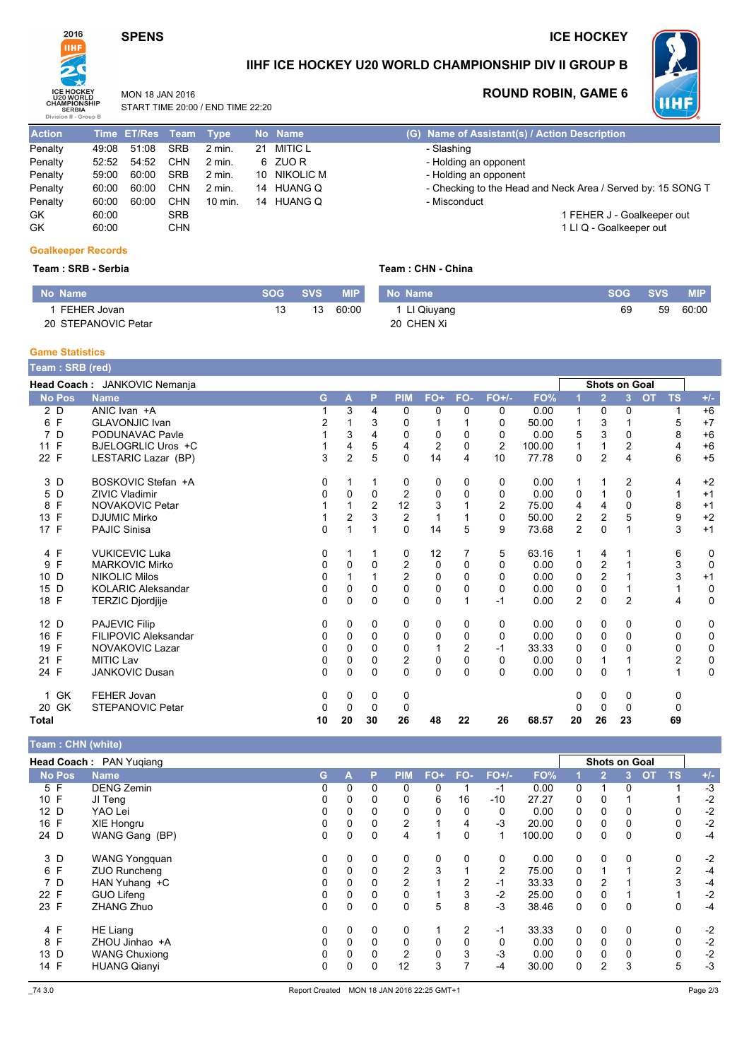# IIHF ICE HOCKEY U20 WORLD CHAMPIONSHIP DIV II GROUP B

SPENS — ICE HOCKEY

MON 18 JAN 2016
START TIME 20:00 / END TIME 22:20

## ROUND ROBIN, GAME 6

| Action | Time | ET/Res | Team | Type | No | Name | (G) Name of Assistant(s) / Action Description |
|---|---|---|---|---|---|---|---|
| Penalty | 49:08 | 51:08 | SRB | 2 min. | 21 | MITIC L | - Slashing |
| Penalty | 52:52 | 54:52 | CHN | 2 min. | 6 | ZUO R | - Holding an opponent |
| Penalty | 59:00 | 60:00 | SRB | 2 min. | 10 | NIKOLIC M | - Holding an opponent |
| Penalty | 60:00 | 60:00 | CHN | 2 min. | 14 | HUANG Q | - Checking to the Head and Neck Area / Served by: 15 SONG T |
| Penalty | 60:00 | 60:00 | CHN | 10 min. | 14 | HUANG Q | - Misconduct |
| GK | 60:00 | | SRB | | | | 1 FEHER J - Goalkeeper out |
| GK | 60:00 | | CHN | | | | 1 LI Q - Goalkeeper out |

### Goalkeeper Records

**Team : SRB - Serbia**

| No Name | SOG | SVS | MIP |
|---|---|---|---|
| 1 FEHER Jovan | 13 | 13 | 60:00 |
| 20 STEPANOVIC Petar | | | |

**Team : CHN - China**

| No Name | SOG | SVS | MIP |
|---|---|---|---|
| 1 LI Qiuyang | 69 | 59 | 60:00 |
| 20 CHEN Xi | | | |

### Game Statistics

**Team : SRB (red)**

**Head Coach :** JANKOVIC Nemanja

| No | Pos | Name | G | A | P | PIM | FO+ | FO- | FO+/- | FO% | 1 | 2 | 3 | OT | TS | +/- |
|---|---|---|---|---|---|---|---|---|---|---|---|---|---|---|---|---|
| 2 | D | ANIC Ivan +A | 1 | 3 | 4 | 0 | 0 | 0 | 0 | 0.00 | 1 | 0 | 0 | | 1 | +6 |
| 6 | F | GLAVONJIC Ivan | 2 | 1 | 3 | 0 | 1 | 1 | 0 | 50.00 | 1 | 3 | 1 | | 5 | +7 |
| 7 | D | PODUNAVAC Pavle | 1 | 3 | 4 | 0 | 0 | 0 | 0 | 0.00 | 5 | 3 | 0 | | 8 | +6 |
| 11 | F | BJELOGRLIC Uros +C | 1 | 4 | 5 | 4 | 2 | 0 | 2 | 100.00 | 1 | 1 | 2 | | 4 | +6 |
| 22 | F | LESTARIC Lazar (BP) | 3 | 2 | 5 | 0 | 14 | 4 | 10 | 77.78 | 0 | 2 | 4 | | 6 | +5 |
| 3 | D | BOSKOVIC Stefan +A | 0 | 1 | 1 | 0 | 0 | 0 | 0 | 0.00 | 1 | 1 | 2 | | 4 | +2 |
| 5 | D | ZIVIC Vladimir | 0 | 0 | 0 | 2 | 0 | 0 | 0 | 0.00 | 0 | 1 | 0 | | 1 | +1 |
| 8 | F | NOVAKOVIC Petar | 1 | 1 | 2 | 12 | 3 | 1 | 2 | 75.00 | 4 | 4 | 0 | | 8 | +1 |
| 13 | F | DJUMIC Mirko | 1 | 2 | 3 | 2 | 1 | 1 | 0 | 50.00 | 2 | 2 | 5 | | 9 | +2 |
| 17 | F | PAJIC Sinisa | 0 | 1 | 1 | 0 | 14 | 5 | 9 | 73.68 | 2 | 0 | 1 | | 3 | +1 |
| 4 | F | VUKICEVIC Luka | 0 | 1 | 1 | 0 | 12 | 7 | 5 | 63.16 | 1 | 4 | 1 | | 6 | 0 |
| 9 | F | MARKOVIC Mirko | 0 | 0 | 0 | 2 | 0 | 0 | 0 | 0.00 | 0 | 2 | 1 | | 3 | 0 |
| 10 | D | NIKOLIC Milos | 0 | 1 | 1 | 2 | 0 | 0 | 0 | 0.00 | 0 | 2 | 1 | | 3 | +1 |
| 15 | D | KOLARIC Aleksandar | 0 | 0 | 0 | 0 | 0 | 0 | 0 | 0.00 | 0 | 0 | 1 | | 1 | 0 |
| 18 | F | TERZIC Djordjije | 0 | 0 | 0 | 0 | 0 | 1 | -1 | 0.00 | 2 | 0 | 2 | | 4 | 0 |
| 12 | D | PAJEVIC Filip | 0 | 0 | 0 | 0 | 0 | 0 | 0 | 0.00 | 0 | 0 | 0 | | 0 | 0 |
| 16 | F | FILIPOVIC Aleksandar | 0 | 0 | 0 | 0 | 0 | 0 | 0 | 0.00 | 0 | 0 | 0 | | 0 | 0 |
| 19 | F | NOVAKOVIC Lazar | 0 | 0 | 0 | 0 | 1 | 2 | -1 | 33.33 | 0 | 0 | 0 | | 0 | 0 |
| 21 | F | MITIC Lav | 0 | 0 | 0 | 2 | 0 | 0 | 0 | 0.00 | 0 | 1 | 1 | | 2 | 0 |
| 24 | F | JANKOVIC Dusan | 0 | 0 | 0 | 0 | 0 | 0 | 0 | 0.00 | 0 | 0 | 1 | | 1 | 0 |
| 1 | GK | FEHER Jovan | 0 | 0 | 0 | 0 | | | | | 0 | 0 | 0 | | 0 | |
| 20 | GK | STEPANOVIC Petar | 0 | 0 | 0 | 0 | | | | | 0 | 0 | 0 | | 0 | |
| **Total** | | | 10 | 20 | 30 | 26 | 48 | 22 | 26 | 68.57 | 20 | 26 | 23 | | 69 | |

**Team : CHN (white)**

**Head Coach :** PAN Yuqiang

| No | Pos | Name | G | A | P | PIM | FO+ | FO- | FO+/- | FO% | 1 | 2 | 3 | OT | TS | +/- |
|---|---|---|---|---|---|---|---|---|---|---|---|---|---|---|---|---|
| 5 | F | DENG Zemin | 0 | 0 | 0 | 0 | 0 | 1 | -1 | 0.00 | 0 | 1 | 0 | | 1 | -3 |
| 10 | F | JI Teng | 0 | 0 | 0 | 0 | 6 | 16 | -10 | 27.27 | 0 | 0 | 1 | | 1 | -2 |
| 12 | D | YAO Lei | 0 | 0 | 0 | 0 | 0 | 0 | 0 | 0.00 | 0 | 0 | 0 | | 0 | -2 |
| 16 | F | XIE Hongru | 0 | 0 | 0 | 2 | 1 | 4 | -3 | 20.00 | 0 | 0 | 0 | | 0 | -2 |
| 24 | D | WANG Gang (BP) | 0 | 0 | 0 | 4 | 1 | 0 | 1 | 100.00 | 0 | 0 | 0 | | 0 | -4 |
| 3 | D | WANG Yongquan | 0 | 0 | 0 | 0 | 0 | 0 | 0 | 0.00 | 0 | 0 | 0 | | 0 | -2 |
| 6 | F | ZUO Runcheng | 0 | 0 | 0 | 2 | 3 | 1 | 2 | 75.00 | 0 | 1 | 1 | | 2 | -4 |
| 7 | D | HAN Yuhang +C | 0 | 0 | 0 | 2 | 1 | 2 | -1 | 33.33 | 0 | 2 | 1 | | 3 | -4 |
| 22 | F | GUO Lifeng | 0 | 0 | 0 | 0 | 1 | 3 | -2 | 25.00 | 0 | 0 | 1 | | 1 | -2 |
| 23 | F | ZHANG Zhuo | 0 | 0 | 0 | 0 | 5 | 8 | -3 | 38.46 | 0 | 0 | 0 | | 0 | -4 |
| 4 | F | HE Liang | 0 | 0 | 0 | 0 | 1 | 2 | -1 | 33.33 | 0 | 0 | 0 | | 0 | -2 |
| 8 | F | ZHOU Jinhao +A | 0 | 0 | 0 | 0 | 0 | 0 | 0 | 0.00 | 0 | 0 | 0 | | 0 | -2 |
| 13 | D | WANG Chuxiong | 0 | 0 | 0 | 2 | 0 | 3 | -3 | 0.00 | 0 | 0 | 0 | | 0 | -2 |
| 14 | F | HUANG Qianyi | 0 | 0 | 0 | 12 | 3 | 7 | -4 | 30.00 | 0 | 2 | 3 | | 5 | -3 |

Report Created MON 18 JAN 2016 22:25 GMT+1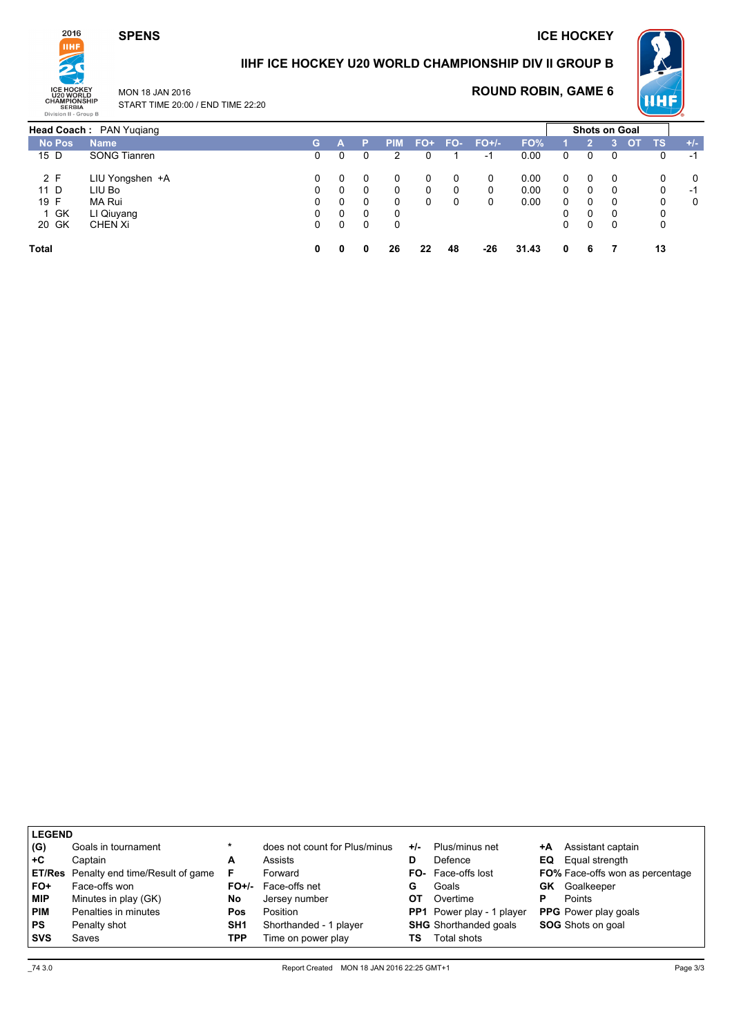**SPENS**

**ICE HOCKEY**

# IIHF ICE HOCKEY U20 WORLD CHAMPIONSHIP DIV II GROUP B

MON 18 JAN 2016
START TIME 20:00 / END TIME 22:20

**ROUND ROBIN, GAME 6**

**Head Coach :** PAN Yuqiang

| No | Pos | Name | G | A | P | PIM | FO+ | FO- | FO+/- | FO% | Shots on Goal 1 | 2 | 3 | OT | TS | +/- |
|---|---|---|---|---|---|---|---|---|---|---|---|---|---|---|---|---|
| 15 | D | SONG Tianren | 0 | 0 | 0 | 2 | 0 | 1 | -1 | 0.00 | 0 | 0 | 0 | | 0 | -1 |
| 2 | F | LIU Yongshen +A | 0 | 0 | 0 | 0 | 0 | 0 | 0 | 0.00 | 0 | 0 | 0 | | 0 | 0 |
| 11 | D | LIU Bo | 0 | 0 | 0 | 0 | 0 | 0 | 0 | 0.00 | 0 | 0 | 0 | | 0 | -1 |
| 19 | F | MA Rui | 0 | 0 | 0 | 0 | 0 | 0 | 0 | 0.00 | 0 | 0 | 0 | | 0 | 0 |
| 1 | GK | LI Qiuyang | 0 | 0 | 0 | 0 | | | | | 0 | 0 | 0 | | 0 | |
| 20 | GK | CHEN Xi | 0 | 0 | 0 | 0 | | | | | 0 | 0 | 0 | | 0 | |
| **Total** | | | **0** | **0** | **0** | **26** | **22** | **48** | **-26** | **31.43** | **0** | **6** | **7** | | **13** | |

**LEGEND**

| | | | | | | | |
|---|---|---|---|---|---|---|---|
| **(G)** | Goals in tournament | ***** | does not count for Plus/minus | **+/-** | Plus/minus net | **+A** | Assistant captain |
| **+C** | Captain | **A** | Assists | **D** | Defence | **EQ** | Equal strength |
| **ET/Res** | Penalty end time/Result of game | **F** | Forward | **FO-** | Face-offs lost | **FO%** | Face-offs won as percentage |
| **FO+** | Face-offs won | **FO+/-** | Face-offs net | **G** | Goals | **GK** | Goalkeeper |
| **MIP** | Minutes in play (GK) | **No** | Jersey number | **OT** | Overtime | **P** | Points |
| **PIM** | Penalties in minutes | **Pos** | Position | **PP1** | Power play - 1 player | **PPG** | Power play goals |
| **PS** | Penalty shot | **SH1** | Shorthanded - 1 player | **SHG** | Shorthanded goals | **SOG** | Shots on goal |
| **SVS** | Saves | **TPP** | Time on power play | **TS** | Total shots | | |

_74 3.0 Report Created MON 18 JAN 2016 22:25 GMT+1